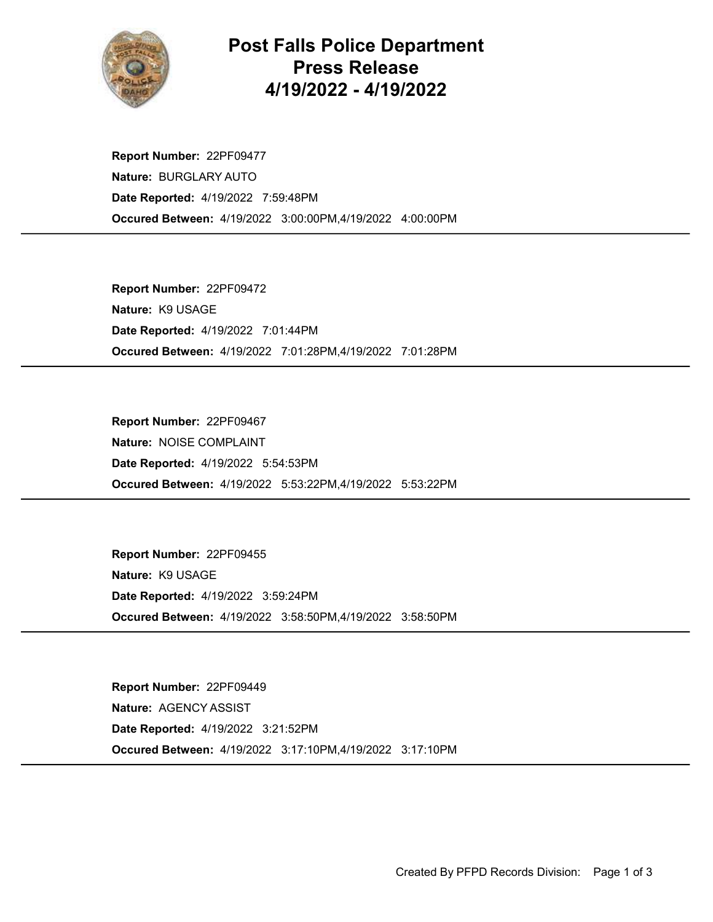# Post Falls Police Department Press Release 4/19/2022 - 4/19/2022

**Report Number:** 22PF09477
**Nature:** BURGLARY AUTO
**Date Reported:** 4/19/2022 7:59:48PM
**Occured Between:** 4/19/2022 3:00:00PM,4/19/2022 4:00:00PM

---

**Report Number:** 22PF09472
**Nature:** K9 USAGE
**Date Reported:** 4/19/2022 7:01:44PM
**Occured Between:** 4/19/2022 7:01:28PM,4/19/2022 7:01:28PM

---

**Report Number:** 22PF09467
**Nature:** NOISE COMPLAINT
**Date Reported:** 4/19/2022 5:54:53PM
**Occured Between:** 4/19/2022 5:53:22PM,4/19/2022 5:53:22PM

---

**Report Number:** 22PF09455
**Nature:** K9 USAGE
**Date Reported:** 4/19/2022 3:59:24PM
**Occured Between:** 4/19/2022 3:58:50PM,4/19/2022 3:58:50PM

---

**Report Number:** 22PF09449
**Nature:** AGENCY ASSIST
**Date Reported:** 4/19/2022 3:21:52PM
**Occured Between:** 4/19/2022 3:17:10PM,4/19/2022 3:17:10PM

---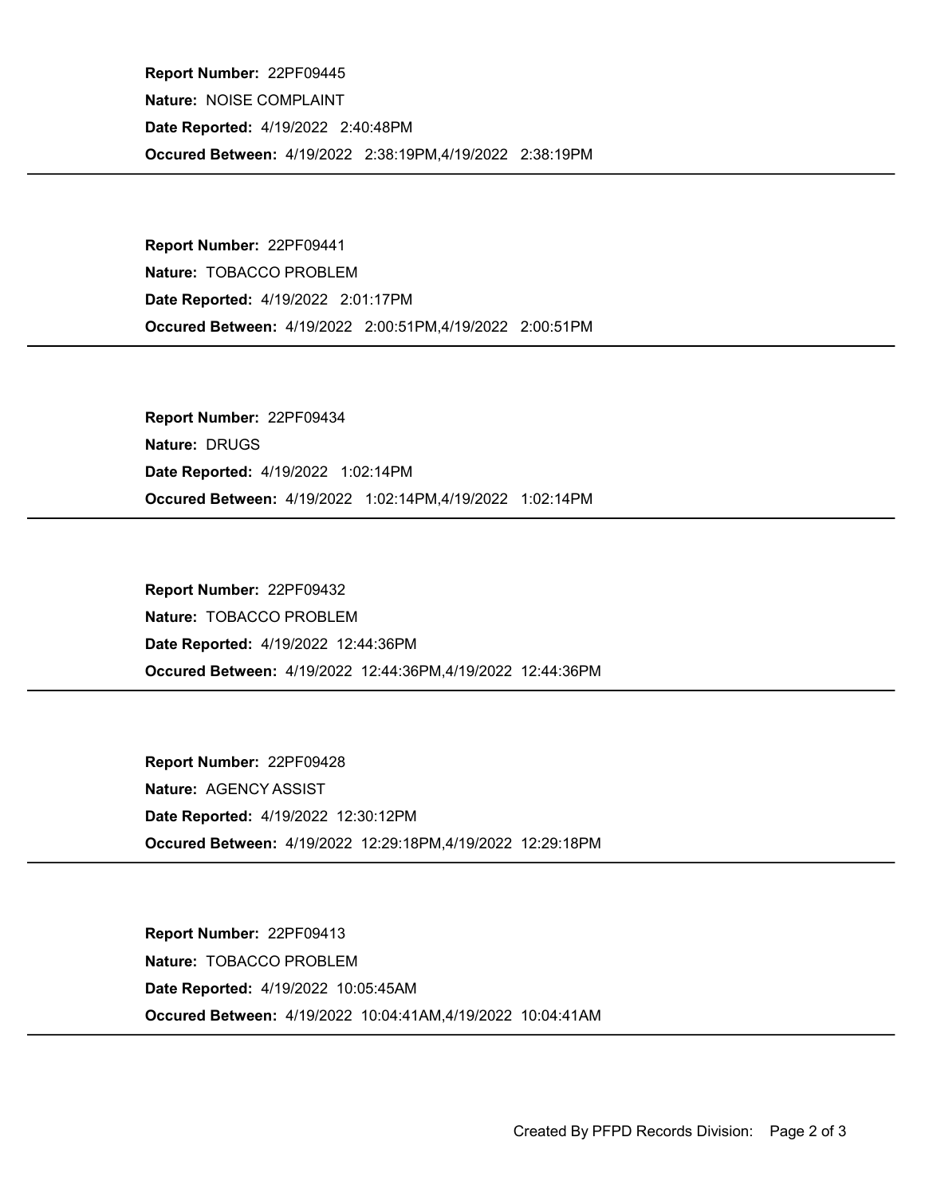**Report Number:** 22PF09445

**Nature:** NOISE COMPLAINT

**Date Reported:** 4/19/2022 2:40:48PM

**Occured Between:** 4/19/2022 2:38:19PM,4/19/2022 2:38:19PM

---

**Report Number:** 22PF09441

**Nature:** TOBACCO PROBLEM

**Date Reported:** 4/19/2022 2:01:17PM

**Occured Between:** 4/19/2022 2:00:51PM,4/19/2022 2:00:51PM

---

**Report Number:** 22PF09434

**Nature:** DRUGS

**Date Reported:** 4/19/2022 1:02:14PM

**Occured Between:** 4/19/2022 1:02:14PM,4/19/2022 1:02:14PM

---

**Report Number:** 22PF09432

**Nature:** TOBACCO PROBLEM

**Date Reported:** 4/19/2022 12:44:36PM

**Occured Between:** 4/19/2022 12:44:36PM,4/19/2022 12:44:36PM

---

**Report Number:** 22PF09428

**Nature:** AGENCY ASSIST

**Date Reported:** 4/19/2022 12:30:12PM

**Occured Between:** 4/19/2022 12:29:18PM,4/19/2022 12:29:18PM

---

**Report Number:** 22PF09413

**Nature:** TOBACCO PROBLEM

**Date Reported:** 4/19/2022 10:05:45AM

**Occured Between:** 4/19/2022 10:04:41AM,4/19/2022 10:04:41AM

---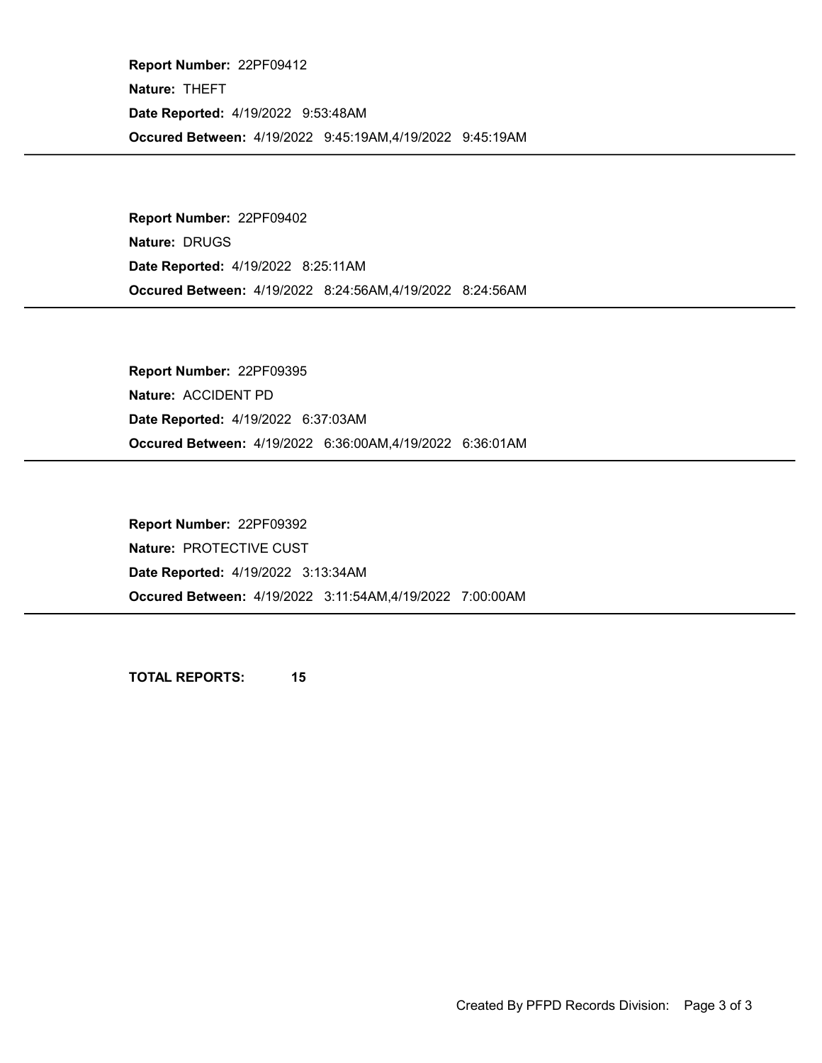**Report Number:** 22PF09412
**Nature:** THEFT
**Date Reported:** 4/19/2022 9:53:48AM
**Occured Between:** 4/19/2022 9:45:19AM,4/19/2022 9:45:19AM

---

**Report Number:** 22PF09402
**Nature:** DRUGS
**Date Reported:** 4/19/2022 8:25:11AM
**Occured Between:** 4/19/2022 8:24:56AM,4/19/2022 8:24:56AM

---

**Report Number:** 22PF09395
**Nature:** ACCIDENT PD
**Date Reported:** 4/19/2022 6:37:03AM
**Occured Between:** 4/19/2022 6:36:00AM,4/19/2022 6:36:01AM

---

**Report Number:** 22PF09392
**Nature:** PROTECTIVE CUST
**Date Reported:** 4/19/2022 3:13:34AM
**Occured Between:** 4/19/2022 3:11:54AM,4/19/2022 7:00:00AM

---

**TOTAL REPORTS:** 15